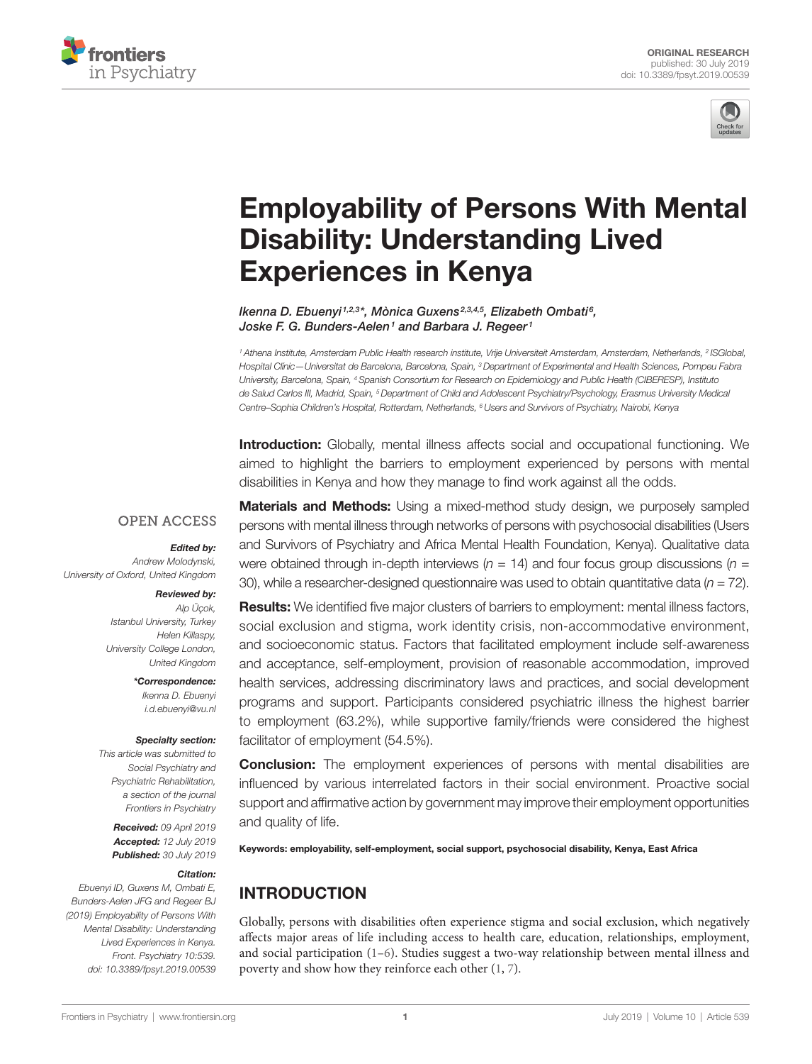ORIGINAL RESEARCH
published: 30 July 2019
doi: 10.3389/fpsyt.2019.00539

# Employability of Persons With Mental Disability: Understanding Lived Experiences in Kenya

*Ikenna D. Ebuenyi[1,2,3]\*, Mònica Guxens[2,3,4,5], Elizabeth Ombati[6], Joske F. G. Bunders-Aelen[1] and Barbara J. Regeer[1]*

[1] Athena Institute, Amsterdam Public Health research institute, Vrije Universiteit Amsterdam, Amsterdam, Netherlands, [2] ISGlobal, Hospital Clínic—Universitat de Barcelona, Barcelona, Spain, [3] Department of Experimental and Health Sciences, Pompeu Fabra University, Barcelona, Spain, [4] Spanish Consortium for Research on Epidemiology and Public Health (CIBERESP), Instituto de Salud Carlos III, Madrid, Spain, [5] Department of Child and Adolescent Psychiatry/Psychology, Erasmus University Medical Centre–Sophia Children's Hospital, Rotterdam, Netherlands, [6] Users and Survivors of Psychiatry, Nairobi, Kenya

OPEN ACCESS

*Edited by:*
Andrew Molodynski,
University of Oxford, United Kingdom

*Reviewed by:*
Alp Üçok,
Istanbul University, Turkey
Helen Killaspy,
University College London,
United Kingdom

*\*Correspondence:*
Ikenna D. Ebuenyi
i.d.ebuenyi@vu.nl

*Specialty section:*
This article was submitted to Social Psychiatry and Psychiatric Rehabilitation, a section of the journal Frontiers in Psychiatry

**Received:** 09 April 2019
**Accepted:** 12 July 2019
**Published:** 30 July 2019

*Citation:*
Ebuenyi ID, Guxens M, Ombati E, Bunders-Aelen JFG and Regeer BJ (2019) Employability of Persons With Mental Disability: Understanding Lived Experiences in Kenya. Front. Psychiatry 10:539. doi: 10.3389/fpsyt.2019.00539

**Introduction:** Globally, mental illness affects social and occupational functioning. We aimed to highlight the barriers to employment experienced by persons with mental disabilities in Kenya and how they manage to find work against all the odds.

**Materials and Methods:** Using a mixed-method study design, we purposely sampled persons with mental illness through networks of persons with psychosocial disabilities (Users and Survivors of Psychiatry and Africa Mental Health Foundation, Kenya). Qualitative data were obtained through in-depth interviews ($n$ = 14) and four focus group discussions ($n$ = 30), while a researcher-designed questionnaire was used to obtain quantitative data ($n$ = 72).

**Results:** We identified five major clusters of barriers to employment: mental illness factors, social exclusion and stigma, work identity crisis, non-accommodative environment, and socioeconomic status. Factors that facilitated employment include self-awareness and acceptance, self-employment, provision of reasonable accommodation, improved health services, addressing discriminatory laws and practices, and social development programs and support. Participants considered psychiatric illness the highest barrier to employment (63.2%), while supportive family/friends were considered the highest facilitator of employment (54.5%).

**Conclusion:** The employment experiences of persons with mental disabilities are influenced by various interrelated factors in their social environment. Proactive social support and affirmative action by government may improve their employment opportunities and quality of life.

**Keywords: employability, self-employment, social support, psychosocial disability, Kenya, East Africa**

## INTRODUCTION

Globally, persons with disabilities often experience stigma and social exclusion, which negatively affects major areas of life including access to health care, education, relationships, employment, and social participation (1–6). Studies suggest a two-way relationship between mental illness and poverty and show how they reinforce each other (1, 7).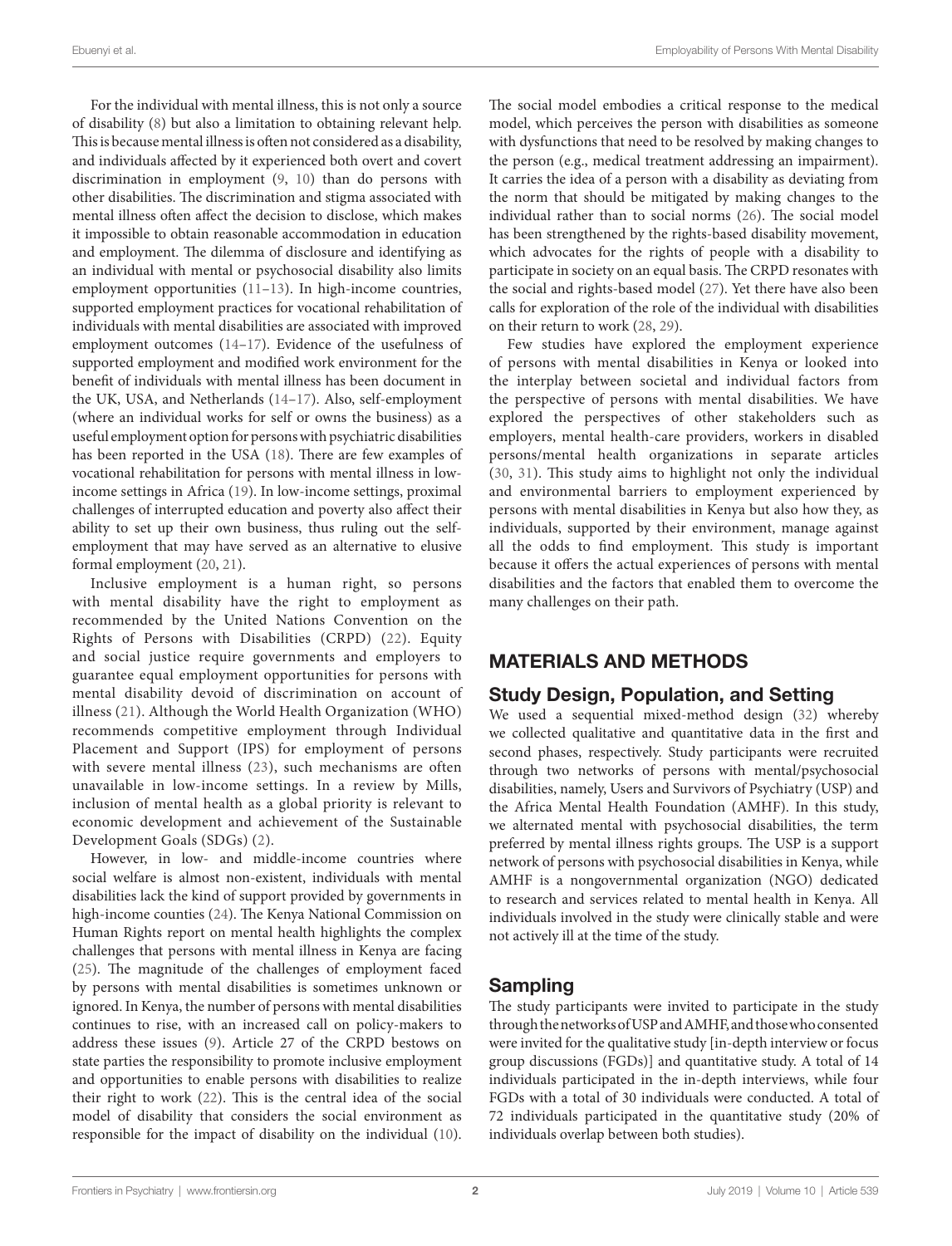For the individual with mental illness, this is not only a source of disability (8) but also a limitation to obtaining relevant help. This is because mental illness is often not considered as a disability, and individuals affected by it experienced both overt and covert discrimination in employment (9, 10) than do persons with other disabilities. The discrimination and stigma associated with mental illness often affect the decision to disclose, which makes it impossible to obtain reasonable accommodation in education and employment. The dilemma of disclosure and identifying as an individual with mental or psychosocial disability also limits employment opportunities (11–13). In high-income countries, supported employment practices for vocational rehabilitation of individuals with mental disabilities are associated with improved employment outcomes (14–17). Evidence of the usefulness of supported employment and modified work environment for the benefit of individuals with mental illness has been document in the UK, USA, and Netherlands (14–17). Also, self-employment (where an individual works for self or owns the business) as a useful employment option for persons with psychiatric disabilities has been reported in the USA (18). There are few examples of vocational rehabilitation for persons with mental illness in low-income settings in Africa (19). In low-income settings, proximal challenges of interrupted education and poverty also affect their ability to set up their own business, thus ruling out the self-employment that may have served as an alternative to elusive formal employment (20, 21).

Inclusive employment is a human right, so persons with mental disability have the right to employment as recommended by the United Nations Convention on the Rights of Persons with Disabilities (CRPD) (22). Equity and social justice require governments and employers to guarantee equal employment opportunities for persons with mental disability devoid of discrimination on account of illness (21). Although the World Health Organization (WHO) recommends competitive employment through Individual Placement and Support (IPS) for employment of persons with severe mental illness (23), such mechanisms are often unavailable in low-income settings. In a review by Mills, inclusion of mental health as a global priority is relevant to economic development and achievement of the Sustainable Development Goals (SDGs) (2).

However, in low- and middle-income countries where social welfare is almost non-existent, individuals with mental disabilities lack the kind of support provided by governments in high-income counties (24). The Kenya National Commission on Human Rights report on mental health highlights the complex challenges that persons with mental illness in Kenya are facing (25). The magnitude of the challenges of employment faced by persons with mental disabilities is sometimes unknown or ignored. In Kenya, the number of persons with mental disabilities continues to rise, with an increased call on policy-makers to address these issues (9). Article 27 of the CRPD bestows on state parties the responsibility to promote inclusive employment and opportunities to enable persons with disabilities to realize their right to work (22). This is the central idea of the social model of disability that considers the social environment as responsible for the impact of disability on the individual (10). The social model embodies a critical response to the medical model, which perceives the person with disabilities as someone with dysfunctions that need to be resolved by making changes to the person (e.g., medical treatment addressing an impairment). It carries the idea of a person with a disability as deviating from the norm that should be mitigated by making changes to the individual rather than to social norms (26). The social model has been strengthened by the rights-based disability movement, which advocates for the rights of people with a disability to participate in society on an equal basis. The CRPD resonates with the social and rights-based model (27). Yet there have also been calls for exploration of the role of the individual with disabilities on their return to work (28, 29).

Few studies have explored the employment experience of persons with mental disabilities in Kenya or looked into the interplay between societal and individual factors from the perspective of persons with mental disabilities. We have explored the perspectives of other stakeholders such as employers, mental health-care providers, workers in disabled persons/mental health organizations in separate articles (30, 31). This study aims to highlight not only the individual and environmental barriers to employment experienced by persons with mental disabilities in Kenya but also how they, as individuals, supported by their environment, manage against all the odds to find employment. This study is important because it offers the actual experiences of persons with mental disabilities and the factors that enabled them to overcome the many challenges on their path.

# MATERIALS AND METHODS

## Study Design, Population, and Setting

We used a sequential mixed-method design (32) whereby we collected qualitative and quantitative data in the first and second phases, respectively. Study participants were recruited through two networks of persons with mental/psychosocial disabilities, namely, Users and Survivors of Psychiatry (USP) and the Africa Mental Health Foundation (AMHF). In this study, we alternated mental with psychosocial disabilities, the term preferred by mental illness rights groups. The USP is a support network of persons with psychosocial disabilities in Kenya, while AMHF is a nongovernmental organization (NGO) dedicated to research and services related to mental health in Kenya. All individuals involved in the study were clinically stable and were not actively ill at the time of the study.

## Sampling

The study participants were invited to participate in the study through the networks of USP and AMHF, and those who consented were invited for the qualitative study [in-depth interview or focus group discussions (FGDs)] and quantitative study. A total of 14 individuals participated in the in-depth interviews, while four FGDs with a total of 30 individuals were conducted. A total of 72 individuals participated in the quantitative study (20% of individuals overlap between both studies).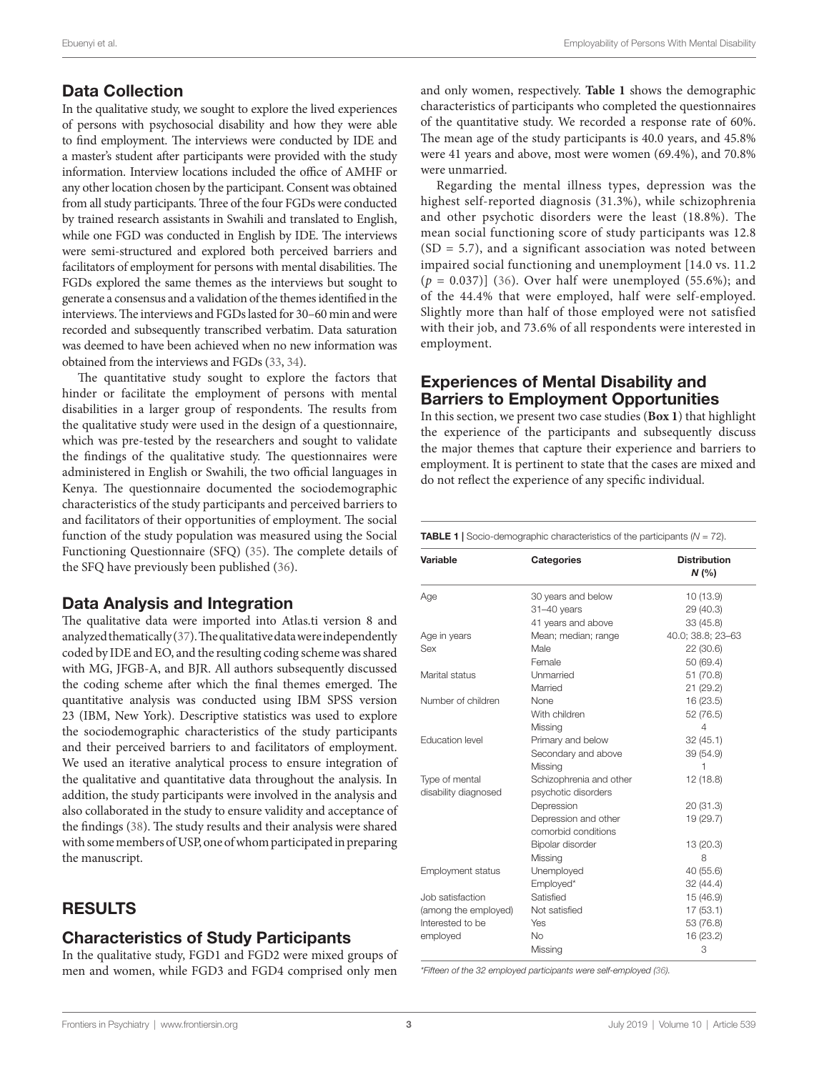## Data Collection

In the qualitative study, we sought to explore the lived experiences of persons with psychosocial disability and how they were able to find employment. The interviews were conducted by IDE and a master's student after participants were provided with the study information. Interview locations included the office of AMHF or any other location chosen by the participant. Consent was obtained from all study participants. Three of the four FGDs were conducted by trained research assistants in Swahili and translated to English, while one FGD was conducted in English by IDE. The interviews were semi-structured and explored both perceived barriers and facilitators of employment for persons with mental disabilities. The FGDs explored the same themes as the interviews but sought to generate a consensus and a validation of the themes identified in the interviews. The interviews and FGDs lasted for 30–60 min and were recorded and subsequently transcribed verbatim. Data saturation was deemed to have been achieved when no new information was obtained from the interviews and FGDs (33, 34).

The quantitative study sought to explore the factors that hinder or facilitate the employment of persons with mental disabilities in a larger group of respondents. The results from the qualitative study were used in the design of a questionnaire, which was pre-tested by the researchers and sought to validate the findings of the qualitative study. The questionnaires were administered in English or Swahili, the two official languages in Kenya. The questionnaire documented the sociodemographic characteristics of the study participants and perceived barriers to and facilitators of their opportunities of employment. The social function of the study population was measured using the Social Functioning Questionnaire (SFQ) (35). The complete details of the SFQ have previously been published (36).

## Data Analysis and Integration

The qualitative data were imported into Atlas.ti version 8 and analyzed thematically (37). The qualitative data were independently coded by IDE and EO, and the resulting coding scheme was shared with MG, JFGB-A, and BJR. All authors subsequently discussed the coding scheme after which the final themes emerged. The quantitative analysis was conducted using IBM SPSS version 23 (IBM, New York). Descriptive statistics was used to explore the sociodemographic characteristics of the study participants and their perceived barriers to and facilitators of employment. We used an iterative analytical process to ensure integration of the qualitative and quantitative data throughout the analysis. In addition, the study participants were involved in the analysis and also collaborated in the study to ensure validity and acceptance of the findings (38). The study results and their analysis were shared with some members of USP, one of whom participated in preparing the manuscript.

# RESULTS

## Characteristics of Study Participants

In the qualitative study, FGD1 and FGD2 were mixed groups of men and women, while FGD3 and FGD4 comprised only men and only women, respectively. **Table 1** shows the demographic characteristics of participants who completed the questionnaires of the quantitative study. We recorded a response rate of 60%. The mean age of the study participants is 40.0 years, and 45.8% were 41 years and above, most were women (69.4%), and 70.8% were unmarried.

Regarding the mental illness types, depression was the highest self-reported diagnosis (31.3%), while schizophrenia and other psychotic disorders were the least (18.8%). The mean social functioning score of study participants was 12.8 (SD = 5.7), and a significant association was noted between impaired social functioning and unemployment [14.0 vs. 11.2 ($p = 0.037$)] (36). Over half were unemployed (55.6%); and of the 44.4% that were employed, half were self-employed. Slightly more than half of those employed were not satisfied with their job, and 73.6% of all respondents were interested in employment.

## Experiences of Mental Disability and Barriers to Employment Opportunities

In this section, we present two case studies (**Box 1**) that highlight the experience of the participants and subsequently discuss the major themes that capture their experience and barriers to employment. It is pertinent to state that the cases are mixed and do not reflect the experience of any specific individual.

**TABLE 1** | Socio-demographic characteristics of the participants (*N* = 72).

| Variable | Categories | Distribution *N* (%) |
|---|---|---|
| Age | 30 years and below | 10 (13.9) |
| | 31–40 years | 29 (40.3) |
| | 41 years and above | 33 (45.8) |
| Age in years | Mean; median; range | 40.0; 38.8; 23–63 |
| Sex | Male | 22 (30.6) |
| | Female | 50 (69.4) |
| Marital status | Unmarried | 51 (70.8) |
| | Married | 21 (29.2) |
| Number of children | None | 16 (23.5) |
| | With children | 52 (76.5) |
| | Missing | 4 |
| Education level | Primary and below | 32 (45.1) |
| | Secondary and above | 39 (54.9) |
| | Missing | 1 |
| Type of mental disability diagnosed | Schizophrenia and other psychotic disorders | 12 (18.8) |
| | Depression | 20 (31.3) |
| | Depression and other comorbid conditions | 19 (29.7) |
| | Bipolar disorder | 13 (20.3) |
| | Missing | 8 |
| Employment status | Unemployed | 40 (55.6) |
| | Employed* | 32 (44.4) |
| Job satisfaction (among the employed) | Satisfied | 15 (46.9) |
| | Not satisfied | 17 (53.1) |
| Interested to be employed | Yes | 53 (76.8) |
| | No | 16 (23.2) |
| | Missing | 3 |

*\*Fifteen of the 32 employed participants were self-employed (36).*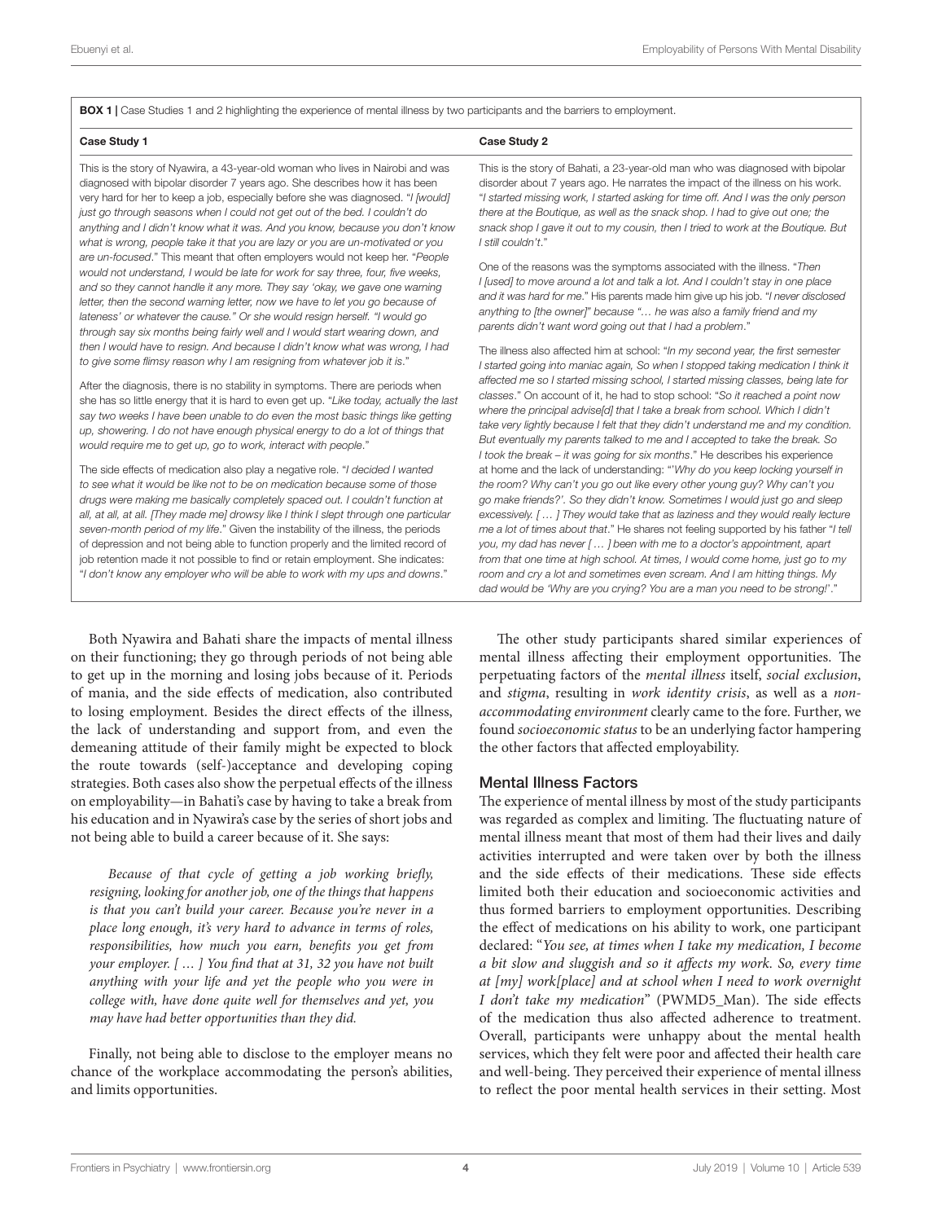**BOX 1 |** Case Studies 1 and 2 highlighting the experience of mental illness by two participants and the barriers to employment.

**Case Study 1**

This is the story of Nyawira, a 43-year-old woman who lives in Nairobi and was diagnosed with bipolar disorder 7 years ago. She describes how it has been very hard for her to keep a job, especially before she was diagnosed. "*I [would] just go through seasons when I could not get out of the bed. I couldn't do anything and I didn't know what it was. And you know, because you don't know what is wrong, people take it that you are lazy or you are un-motivated or you are un-focused*." This meant that often employers would not keep her. "*People would not understand, I would be late for work for say three, four, five weeks, and so they cannot handle it any more. They say 'okay, we gave one warning letter, then the second warning letter, now we have to let you go because of lateness' or whatever the cause.*" Or she would resign herself. "*I would go through say six months being fairly well and I would start wearing down, and then I would have to resign. And because I didn't know what was wrong, I had to give some flimsy reason why I am resigning from whatever job it is.*"

After the diagnosis, there is no stability in symptoms. There are periods when she has so little energy that it is hard to even get up. "*Like today, actually the last say two weeks I have been unable to do even the most basic things like getting up, showering. I do not have enough physical energy to do a lot of things that would require me to get up, go to work, interact with people.*"

The side effects of medication also play a negative role. "*I decided I wanted to see what it would be like not to be on medication because some of those drugs were making me basically completely spaced out. I couldn't function at all, at all, at all, at all. [They made me] drowsy like I think I slept through one particular seven-month period of my life.*" Given the instability of the illness, the periods of depression and not being able to function properly and the limited record of job retention made it not possible to find or retain employment. She indicates: "*I don't know any employer who will be able to work with my ups and downs.*"

**Case Study 2**

This is the story of Bahati, a 23-year-old man who was diagnosed with bipolar disorder about 7 years ago. He narrates the impact of the illness on his work. "*I started missing work, I started asking for time off. And I was the only person there at the Boutique, as well as the snack shop. I had to give out one; the snack shop I gave it out to my cousin, then I tried to work at the Boutique. But I still couldn't.*"

One of the reasons was the symptoms associated with the illness. "*Then I [used] to move around a lot and talk a lot. And I couldn't stay in one place and it was hard for me.*" His parents made him give up his job. "*I never disclosed anything to [the owner]*" because "*… he was also a family friend and my parents didn't want word going out that I had a problem.*"

The illness also affected him at school: "*In my second year, the first semester I started going into maniac again, So when I stopped taking medication I think it affected me so I started missing school, I started missing classes, being late for classes.*" On account of it, he had to stop school: "*So it reached a point now where the principal advise[d] that I take a break from school. Which I didn't take very lightly because I felt that they didn't understand me and my condition. But eventually my parents talked to me and I accepted to take the break. So I took the break – it was going for six months.*" He describes his experience at home and the lack of understanding: "*'Why do you keep locking yourself in the room? Why can't you go out like every other young guy? Why can't you go make friends?'. So they didn't know. Sometimes I would just go and sleep excessively. [ … ] They would take that as laziness and they would really lecture me a lot of times about that.*" He shares not feeling supported by his father "*I tell you, my dad has never [ … ] been with me to a doctor's appointment, apart from that one time at high school. At times, I would come home, just go to my room and cry a lot and sometimes even scream. And I am hitting things. My dad would be 'Why are you crying? You are a man you need to be strong!'.*"

Both Nyawira and Bahati share the impacts of mental illness on their functioning; they go through periods of not being able to get up in the morning and losing jobs because of it. Periods of mania, and the side effects of medication, also contributed to losing employment. Besides the direct effects of the illness, the lack of understanding and support from, and even the demeaning attitude of their family might be expected to block the route towards (self-)acceptance and developing coping strategies. Both cases also show the perpetual effects of the illness on employability—in Bahati's case by having to take a break from his education and in Nyawira's case by the series of short jobs and not being able to build a career because of it. She says:

> *Because of that cycle of getting a job working briefly, resigning, looking for another job, one of the things that happens is that you can't build your career. Because you're never in a place long enough, it's very hard to advance in terms of roles, responsibilities, how much you earn, benefits you get from your employer. [ … ] You find that at 31, 32 you have not built anything with your life and yet the people who you were in college with, have done quite well for themselves and yet, you may have had better opportunities than they did.*

Finally, not being able to disclose to the employer means no chance of the workplace accommodating the person's abilities, and limits opportunities.

The other study participants shared similar experiences of mental illness affecting their employment opportunities. The perpetuating factors of the *mental illness* itself, *social exclusion*, and *stigma*, resulting in *work identity crisis*, as well as a *non-accommodating environment* clearly came to the fore. Further, we found *socioeconomic status* to be an underlying factor hampering the other factors that affected employability.

## Mental Illness Factors

The experience of mental illness by most of the study participants was regarded as complex and limiting. The fluctuating nature of mental illness meant that most of them had their lives and daily activities interrupted and were taken over by both the illness and the side effects of their medications. These side effects limited both their education and socioeconomic activities and thus formed barriers to employment opportunities. Describing the effect of medications on his ability to work, one participant declared: "*You see, at times when I take my medication, I become a bit slow and sluggish and so it affects my work. So, every time at [my] work[place] and at school when I need to work overnight I don't take my medication*" (PWMD5_Man). The side effects of the medication thus also affected adherence to treatment. Overall, participants were unhappy about the mental health services, which they felt were poor and affected their health care and well-being. They perceived their experience of mental illness to reflect the poor mental health services in their setting. Most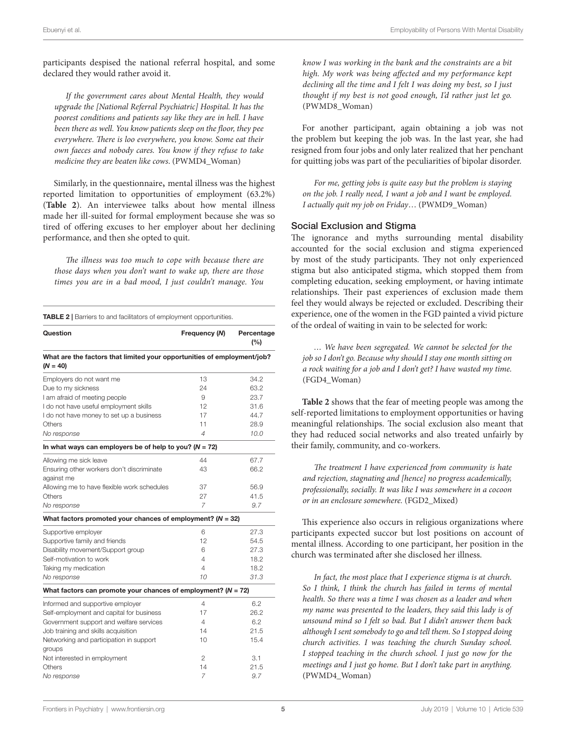participants despised the national referral hospital, and some declared they would rather avoid it.

> *If the government cares about Mental Health, they would upgrade the [National Referral Psychiatric] Hospital. It has the poorest conditions and patients say like they are in hell. I have been there as well. You know patients sleep on the floor, they pee everywhere. There is loo everywhere, you know. Some eat their own faeces and nobody cares. You know if they refuse to take medicine they are beaten like cows.* (PWMD4_Woman)

Similarly, in the questionnaire**,** mental illness was the highest reported limitation to opportunities of employment (63.2%) (**Table 2**). An interviewee talks about how mental illness made her ill-suited for formal employment because she was so tired of offering excuses to her employer about her declining performance, and then she opted to quit.

> *The illness was too much to cope with because there are those days when you don't want to wake up, there are those times you are in a bad mood, I just couldn't manage. You know I was working in the bank and the constraints are a bit high. My work was being affected and my performance kept declining all the time and I felt I was doing my best, so I just thought if my best is not good enough, I'd rather just let go.* (PWMD8_Woman)

**TABLE 2 |** Barriers to and facilitators of employment opportunities.

| Question | Frequency (*N*) | Percentage (%) |
|---|---|---|
| **What are the factors that limited your opportunities of employment/job? (*N* = 40)** | | |
| Employers do not want me | 13 | 34.2 |
| Due to my sickness | 24 | 63.2 |
| I am afraid of meeting people | 9 | 23.7 |
| I do not have useful employment skills | 12 | 31.6 |
| I do not have money to set up a business | 17 | 44.7 |
| Others | 11 | 28.9 |
| *No response* | *4* | *10.0* |
| **In what ways can employers be of help to you? (*N* = 72)** | | |
| Allowing me sick leave | 44 | 67.7 |
| Ensuring other workers don't discriminate against me | 43 | 66.2 |
| Allowing me to have flexible work schedules | 37 | 56.9 |
| Others | 27 | 41.5 |
| *No response* | *7* | *9.7* |
| **What factors promoted your chances of employment? (*N* = 32)** | | |
| Supportive employer | 6 | 27.3 |
| Supportive family and friends | 12 | 54.5 |
| Disability movement/Support group | 6 | 27.3 |
| Self-motivation to work | 4 | 18.2 |
| Taking my medication | 4 | 18.2 |
| *No response* | *10* | *31.3* |
| **What factors can promote your chances of employment? (*N* = 72)** | | |
| Informed and supportive employer | 4 | 6.2 |
| Self-employment and capital for business | 17 | 26.2 |
| Government support and welfare services | 4 | 6.2 |
| Job training and skills acquisition | 14 | 21.5 |
| Networking and participation in support groups | 10 | 15.4 |
| Not interested in employment | 2 | 3.1 |
| Others | 14 | 21.5 |
| *No response* | *7* | *9.7* |

For another participant, again obtaining a job was not the problem but keeping the job was. In the last year, she had resigned from four jobs and only later realized that her penchant for quitting jobs was part of the peculiarities of bipolar disorder.

> *For me, getting jobs is quite easy but the problem is staying on the job. I really need, I want a job and I want be employed. I actually quit my job on Friday…* (PWMD9_Woman)

### Social Exclusion and Stigma

The ignorance and myths surrounding mental disability accounted for the social exclusion and stigma experienced by most of the study participants. They not only experienced stigma but also anticipated stigma, which stopped them from completing education, seeking employment, or having intimate relationships. Their past experiences of exclusion made them feel they would always be rejected or excluded. Describing their experience, one of the women in the FGD painted a vivid picture of the ordeal of waiting in vain to be selected for work:

> *… We have been segregated. We cannot be selected for the job so I don't go. Because why should I stay one month sitting on a rock waiting for a job and I don't get? I have wasted my time.* (FGD4_Woman)

**Table 2** shows that the fear of meeting people was among the self-reported limitations to employment opportunities or having meaningful relationships. The social exclusion also meant that they had reduced social networks and also treated unfairly by their family, community, and co-workers.

> *The treatment I have experienced from community is hate and rejection, stagnating and [hence] no progress academically, professionally, socially. It was like I was somewhere in a cocoon or in an enclosure somewhere.* (FGD2_Mixed)

This experience also occurs in religious organizations where participants expected succor but lost positions on account of mental illness. According to one participant, her position in the church was terminated after she disclosed her illness.

> *In fact, the most place that I experience stigma is at church. So I think, I think the church has failed in terms of mental health. So there was a time I was chosen as a leader and when my name was presented to the leaders, they said this lady is of unsound mind so I felt so bad. But I didn't answer them back although I sent somebody to go and tell them. So I stopped doing church activities. I was teaching the church Sunday school. I stopped teaching in the church school. I just go now for the meetings and I just go home. But I don't take part in anything.* (PWMD4_Woman)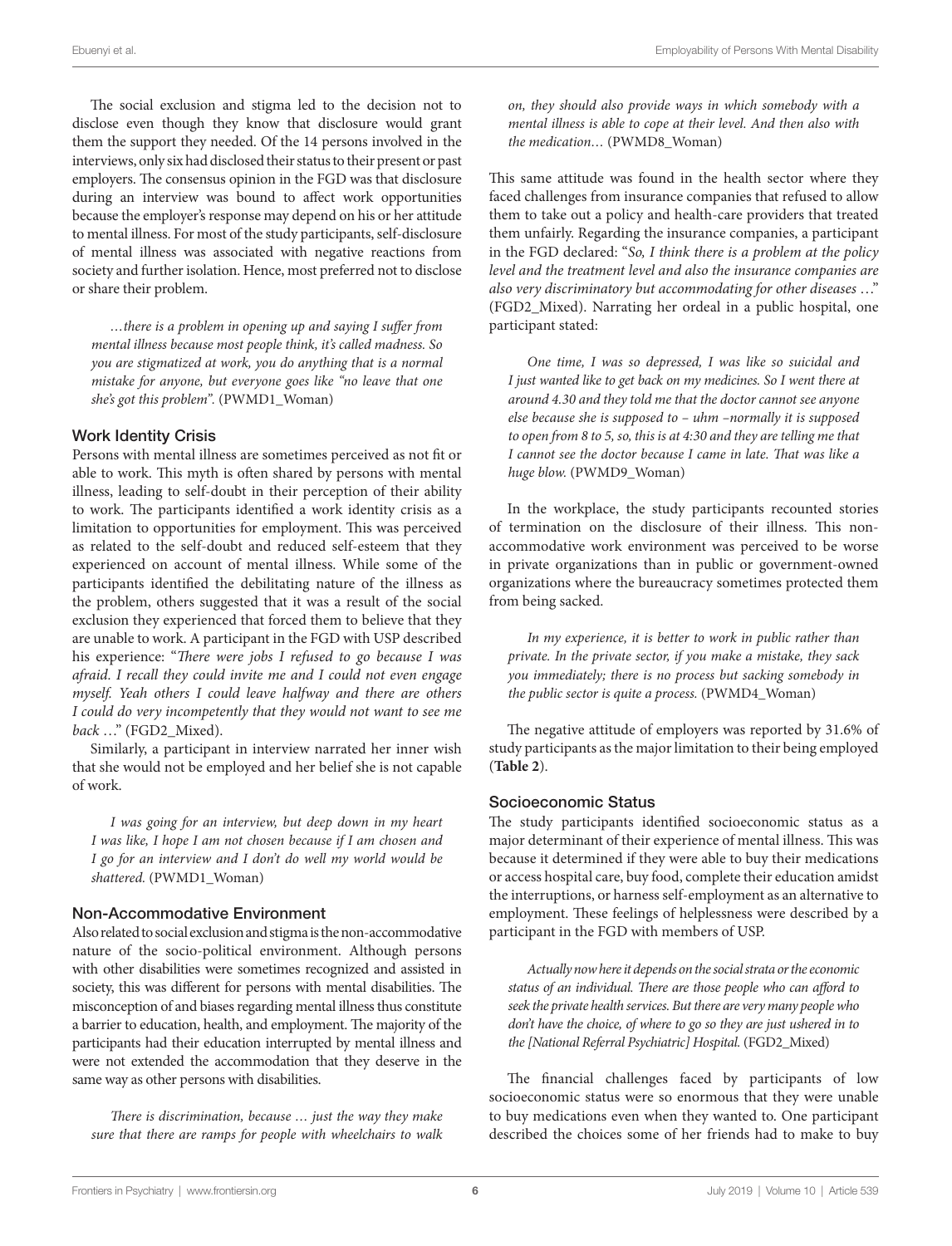The social exclusion and stigma led to the decision not to disclose even though they know that disclosure would grant them the support they needed. Of the 14 persons involved in the interviews, only six had disclosed their status to their present or past employers. The consensus opinion in the FGD was that disclosure during an interview was bound to affect work opportunities because the employer's response may depend on his or her attitude to mental illness. For most of the study participants, self-disclosure of mental illness was associated with negative reactions from society and further isolation. Hence, most preferred not to disclose or share their problem.

> *…there is a problem in opening up and saying I suffer from mental illness because most people think, it's called madness. So you are stigmatized at work, you do anything that is a normal mistake for anyone, but everyone goes like "no leave that one she's got this problem".* (PWMD1_Woman)

### Work Identity Crisis

Persons with mental illness are sometimes perceived as not fit or able to work. This myth is often shared by persons with mental illness, leading to self-doubt in their perception of their ability to work. The participants identified a work identity crisis as a limitation to opportunities for employment. This was perceived as related to the self-doubt and reduced self-esteem that they experienced on account of mental illness. While some of the participants identified the debilitating nature of the illness as the problem, others suggested that it was a result of the social exclusion they experienced that forced them to believe that they are unable to work. A participant in the FGD with USP described his experience: "*There were jobs I refused to go because I was afraid. I recall they could invite me and I could not even engage myself. Yeah others I could leave halfway and there are others I could do very incompetently that they would not want to see me back …*" (FGD2_Mixed).

Similarly, a participant in interview narrated her inner wish that she would not be employed and her belief she is not capable of work.

> *I was going for an interview, but deep down in my heart I was like, I hope I am not chosen because if I am chosen and I go for an interview and I don't do well my world would be shattered.* (PWMD1_Woman)

### Non-Accommodative Environment

Also related to social exclusion and stigma is the non-accommodative nature of the socio-political environment. Although persons with other disabilities were sometimes recognized and assisted in society, this was different for persons with mental disabilities. The misconception of and biases regarding mental illness thus constitute a barrier to education, health, and employment. The majority of the participants had their education interrupted by mental illness and were not extended the accommodation that they deserve in the same way as other persons with disabilities.

> *There is discrimination, because … just the way they make sure that there are ramps for people with wheelchairs to walk on, they should also provide ways in which somebody with a mental illness is able to cope at their level. And then also with the medication…* (PWMD8_Woman)

This same attitude was found in the health sector where they faced challenges from insurance companies that refused to allow them to take out a policy and health-care providers that treated them unfairly. Regarding the insurance companies, a participant in the FGD declared: "*So, I think there is a problem at the policy level and the treatment level and also the insurance companies are also very discriminatory but accommodating for other diseases …*" (FGD2_Mixed). Narrating her ordeal in a public hospital, one participant stated:

> *One time, I was so depressed, I was like so suicidal and I just wanted like to get back on my medicines. So I went there at around 4.30 and they told me that the doctor cannot see anyone else because she is supposed to – uhm –normally it is supposed to open from 8 to 5, so, this is at 4:30 and they are telling me that I cannot see the doctor because I came in late. That was like a huge blow.* (PWMD9_Woman)

In the workplace, the study participants recounted stories of termination on the disclosure of their illness. This non-accommodative work environment was perceived to be worse in private organizations than in public or government-owned organizations where the bureaucracy sometimes protected them from being sacked.

> *In my experience, it is better to work in public rather than private. In the private sector, if you make a mistake, they sack you immediately; there is no process but sacking somebody in the public sector is quite a process.* (PWMD4_Woman)

The negative attitude of employers was reported by 31.6% of study participants as the major limitation to their being employed (**Table 2**).

### Socioeconomic Status

The study participants identified socioeconomic status as a major determinant of their experience of mental illness. This was because it determined if they were able to buy their medications or access hospital care, buy food, complete their education amidst the interruptions, or harness self-employment as an alternative to employment. These feelings of helplessness were described by a participant in the FGD with members of USP.

> *Actually now here it depends on the social strata or the economic status of an individual. There are those people who can afford to seek the private health services. But there are very many people who don't have the choice, of where to go so they are just ushered in to the [National Referral Psychiatric] Hospital.* (FGD2_Mixed)

The financial challenges faced by participants of low socioeconomic status were so enormous that they were unable to buy medications even when they wanted to. One participant described the choices some of her friends had to make to buy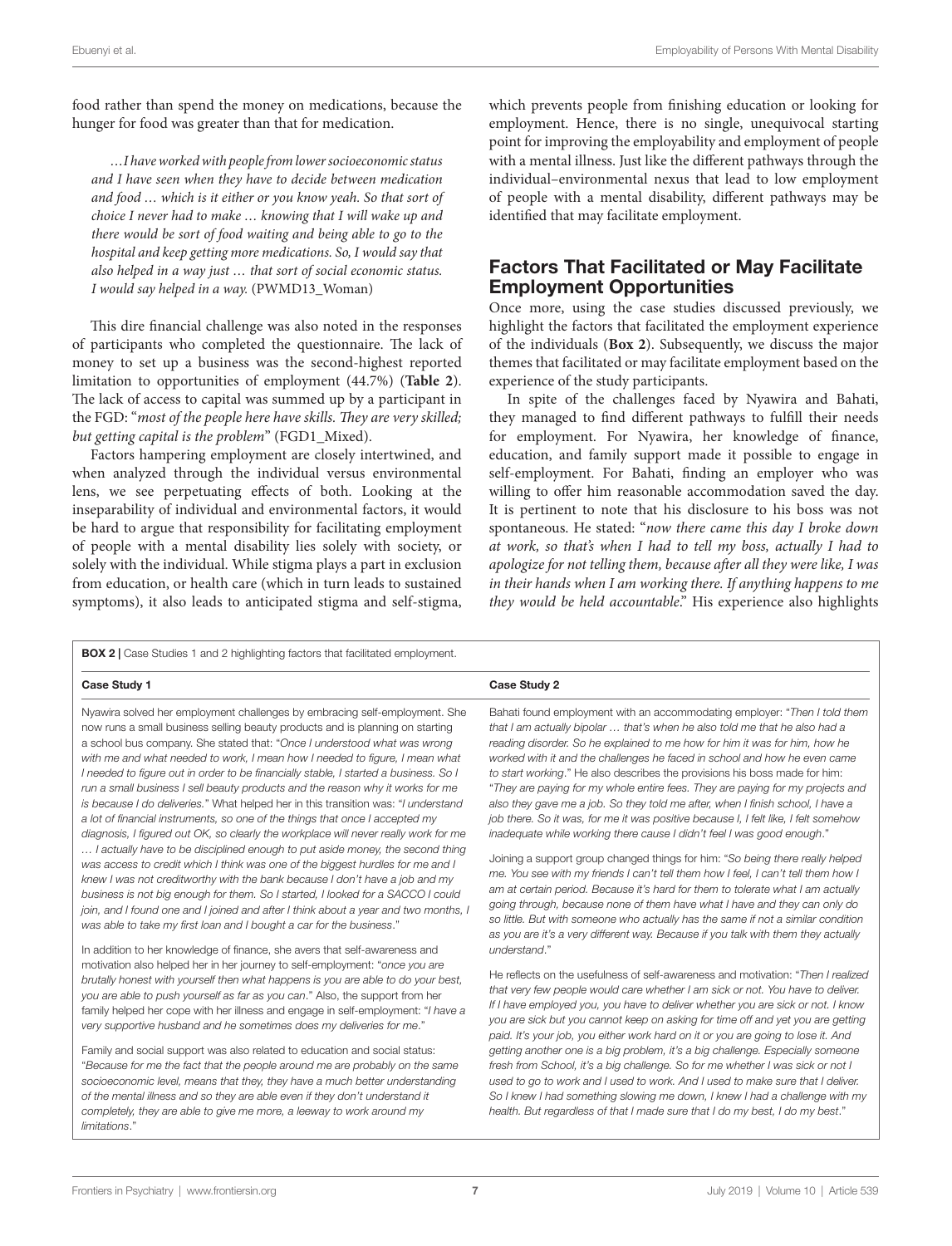food rather than spend the money on medications, because the hunger for food was greater than that for medication.

> …*I have worked with people from lower socioeconomic status and I have seen when they have to decide between medication and food … which is it either or you know yeah. So that sort of choice I never had to make … knowing that I will wake up and there would be sort of food waiting and being able to go to the hospital and keep getting more medications. So, I would say that also helped in a way just … that sort of social economic status. I would say helped in a way.* (PWMD13_Woman)

This dire financial challenge was also noted in the responses of participants who completed the questionnaire. The lack of money to set up a business was the second-highest reported limitation to opportunities of employment (44.7%) (**Table 2**). The lack of access to capital was summed up by a participant in the FGD: "*most of the people here have skills. They are very skilled; but getting capital is the problem*" (FGD1_Mixed).

Factors hampering employment are closely intertwined, and when analyzed through the individual versus environmental lens, we see perpetuating effects of both. Looking at the inseparability of individual and environmental factors, it would be hard to argue that responsibility for facilitating employment of people with a mental disability lies solely with society, or solely with the individual. While stigma plays a part in exclusion from education, or health care (which in turn leads to sustained symptoms), it also leads to anticipated stigma and self-stigma, which prevents people from finishing education or looking for employment. Hence, there is no single, unequivocal starting point for improving the employability and employment of people with a mental illness. Just like the different pathways through the individual–environmental nexus that lead to low employment of people with a mental disability, different pathways may be identified that may facilitate employment.

## Factors That Facilitated or May Facilitate Employment Opportunities

Once more, using the case studies discussed previously, we highlight the factors that facilitated the employment experience of the individuals (**Box 2**). Subsequently, we discuss the major themes that facilitated or may facilitate employment based on the experience of the study participants.

In spite of the challenges faced by Nyawira and Bahati, they managed to find different pathways to fulfill their needs for employment. For Nyawira, her knowledge of finance, education, and family support made it possible to engage in self-employment. For Bahati, finding an employer who was willing to offer him reasonable accommodation saved the day. It is pertinent to note that his disclosure to his boss was not spontaneous. He stated: "*now there came this day I broke down at work, so that's when I had to tell my boss, actually I had to apologize for not telling them, because after all they were like, I was in their hands when I am working there. If anything happens to me they would be held accountable.*" His experience also highlights

**BOX 2 |** Case Studies 1 and 2 highlighting factors that facilitated employment.

**Case Study 1**

Nyawira solved her employment challenges by embracing self-employment. She now runs a small business selling beauty products and is planning on starting a school bus company. She stated that: "*Once I understood what was wrong with me and what needed to work, I mean how I needed to figure, I mean what I needed to figure out in order to be financially stable, I started a business. So I run a small business I sell beauty products and the reason why it works for me is because I do deliveries.*" What helped her in this transition was: "*I understand a lot of financial instruments, so one of the things that once I accepted my diagnosis, I figured out OK, so clearly the workplace will never really work for me … I actually have to be disciplined enough to put aside money, the second thing was access to credit which I think was one of the biggest hurdles for me and I knew I was not creditworthy with the bank because I don't have a job and my business is not big enough for them. So I started, I looked for a SACCO I could join, and I found one and I joined and after I think about a year and two months, I was able to take my first loan and I bought a car for the business.*"

In addition to her knowledge of finance, she avers that self-awareness and motivation also helped her in her journey to self-employment: "*once you are brutally honest with yourself then what happens is you are able to do your best, you are able to push yourself as far as you can.*" Also, the support from her family helped her cope with her illness and engage in self-employment: "*I have a very supportive husband and he sometimes does my deliveries for me.*"

Family and social support was also related to education and social status: "*Because for me the fact that the people around me are probably on the same socioeconomic level, means that they, they have a much better understanding of the mental illness and so they are able even if they don't understand it completely, they are able to give me more, a leeway to work around my limitations.*"

**Case Study 2**

Bahati found employment with an accommodating employer: "*Then I told them that I am actually bipolar … that's when he also told me that he also had a reading disorder. So he explained to me how for him it was for him, how he worked with it and the challenges he faced in school and how he even came to start working.*" He also describes the provisions his boss made for him: "*They are paying for my whole entire fees. They are paying for my projects and also they gave me a job. So they told me after, when I finish school, I have a job there. So it was, for me it was positive because I, I felt like, I felt somehow inadequate while working there cause I didn't feel I was good enough.*"

Joining a support group changed things for him: "*So being there really helped me. You see with my friends I can't tell them how I feel, I can't tell them how I am at certain period. Because it's hard for them to tolerate what I am actually going through, because none of them have what I have and they can only do so little. But with someone who actually has the same if not a similar condition as you are it's a very different way. Because if you talk with them they actually understand.*"

He reflects on the usefulness of self-awareness and motivation: "*Then I realized that very few people would care whether I am sick or not. You have to deliver. If I have employed you, you have to deliver whether you are sick or not. I know you are sick but you cannot keep on asking for time off and yet you are getting paid. It's your job, you either work hard on it or you are going to lose it. And getting another one is a big problem, it's a big challenge. Especially someone fresh from School, it's a big challenge. So for me whether I was sick or not I used to go to work and I used to work. And I used to make sure that I deliver. So I knew I had something slowing me down, I knew I had a challenge with my health. But regardless of that I made sure that I do my best, I do my best.*"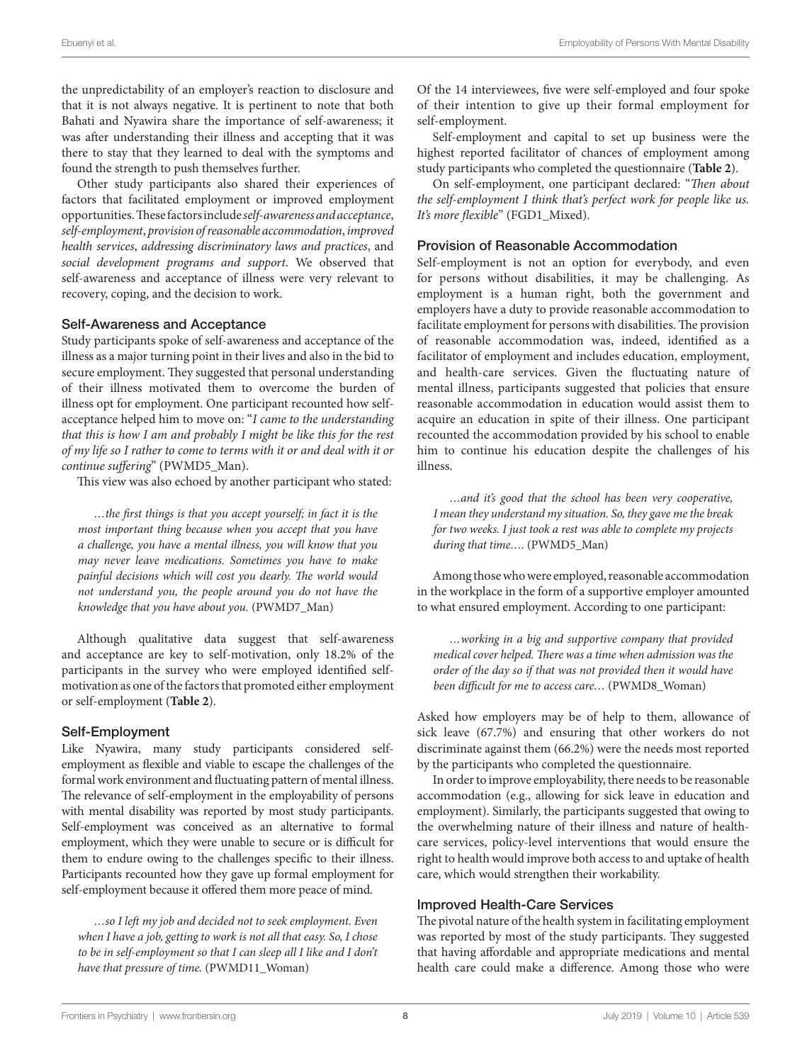the unpredictability of an employer's reaction to disclosure and that it is not always negative. It is pertinent to note that both Bahati and Nyawira share the importance of self-awareness; it was after understanding their illness and accepting that it was there to stay that they learned to deal with the symptoms and found the strength to push themselves further.

Other study participants also shared their experiences of factors that facilitated employment or improved employment opportunities. These factors include *self-awareness and acceptance*, *self-employment*, *provision of reasonable accommodation*, *improved health services*, *addressing discriminatory laws and practices*, and *social development programs and support*. We observed that self-awareness and acceptance of illness were very relevant to recovery, coping, and the decision to work.

### Self-Awareness and Acceptance

Study participants spoke of self-awareness and acceptance of the illness as a major turning point in their lives and also in the bid to secure employment. They suggested that personal understanding of their illness motivated them to overcome the burden of illness opt for employment. One participant recounted how self-acceptance helped him to move on: "*I came to the understanding that this is how I am and probably I might be like this for the rest of my life so I rather to come to terms with it or and deal with it or continue suffering*" (PWMD5_Man).

This view was also echoed by another participant who stated:

> *…the first things is that you accept yourself; in fact it is the most important thing because when you accept that you have a challenge, you have a mental illness, you will know that you may never leave medications. Sometimes you have to make painful decisions which will cost you dearly. The world would not understand you, the people around you do not have the knowledge that you have about you.* (PWMD7_Man)

Although qualitative data suggest that self-awareness and acceptance are key to self-motivation, only 18.2% of the participants in the survey who were employed identified self-motivation as one of the factors that promoted either employment or self-employment (**Table 2**).

### Self-Employment

Like Nyawira, many study participants considered self-employment as flexible and viable to escape the challenges of the formal work environment and fluctuating pattern of mental illness. The relevance of self-employment in the employability of persons with mental disability was reported by most study participants. Self-employment was conceived as an alternative to formal employment, which they were unable to secure or is difficult for them to endure owing to the challenges specific to their illness. Participants recounted how they gave up formal employment for self-employment because it offered them more peace of mind.

> *…so I left my job and decided not to seek employment. Even when I have a job, getting to work is not all that easy. So, I chose to be in self-employment so that I can sleep all I like and I don't have that pressure of time.* (PWMD11_Woman)

Of the 14 interviewees, five were self-employed and four spoke of their intention to give up their formal employment for self-employment.

Self-employment and capital to set up business were the highest reported facilitator of chances of employment among study participants who completed the questionnaire (**Table 2**).

On self-employment, one participant declared: "*Then about the self-employment I think that's perfect work for people like us. It's more flexible*" (FGD1_Mixed).

### Provision of Reasonable Accommodation

Self-employment is not an option for everybody, and even for persons without disabilities, it may be challenging. As employment is a human right, both the government and employers have a duty to provide reasonable accommodation to facilitate employment for persons with disabilities. The provision of reasonable accommodation was, indeed, identified as a facilitator of employment and includes education, employment, and health-care services. Given the fluctuating nature of mental illness, participants suggested that policies that ensure reasonable accommodation in education would assist them to acquire an education in spite of their illness. One participant recounted the accommodation provided by his school to enable him to continue his education despite the challenges of his illness.

> *…and it's good that the school has been very cooperative, I mean they understand my situation. So, they gave me the break for two weeks. I just took a rest was able to complete my projects during that time….* (PWMD5_Man)

Among those who were employed, reasonable accommodation in the workplace in the form of a supportive employer amounted to what ensured employment. According to one participant:

> *…working in a big and supportive company that provided medical cover helped. There was a time when admission was the order of the day so if that was not provided then it would have been difficult for me to access care…* (PWMD8_Woman)

Asked how employers may be of help to them, allowance of sick leave (67.7%) and ensuring that other workers do not discriminate against them (66.2%) were the needs most reported by the participants who completed the questionnaire.

In order to improve employability, there needs to be reasonable accommodation (e.g., allowing for sick leave in education and employment). Similarly, the participants suggested that owing to the overwhelming nature of their illness and nature of health-care services, policy-level interventions that would ensure the right to health would improve both access to and uptake of health care, which would strengthen their workability.

### Improved Health-Care Services

The pivotal nature of the health system in facilitating employment was reported by most of the study participants. They suggested that having affordable and appropriate medications and mental health care could make a difference. Among those who were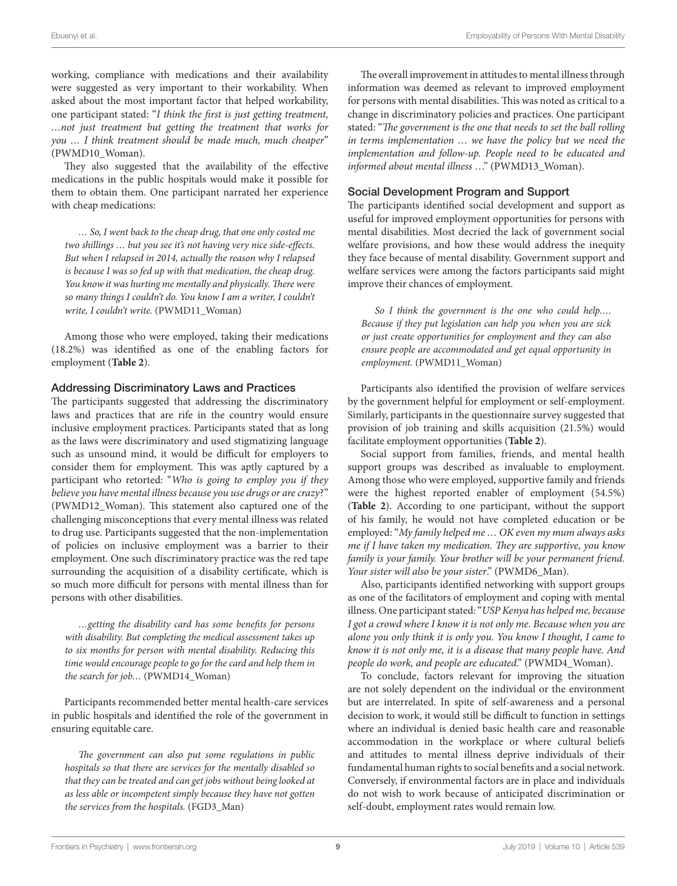working, compliance with medications and their availability were suggested as very important to their workability. When asked about the most important factor that helped workability, one participant stated: "*I think the first is just getting treatment, …not just treatment but getting the treatment that works for you … I think treatment should be made much, much cheaper*" (PWMD10_Woman).

They also suggested that the availability of the effective medications in the public hospitals would make it possible for them to obtain them. One participant narrated her experience with cheap medications:

> *… So, I went back to the cheap drug, that one only costed me two shillings … but you see it's not having very nice side-effects. But when I relapsed in 2014, actually the reason why I relapsed is because I was so fed up with that medication, the cheap drug. You know it was hurting me mentally and physically. There were so many things I couldn't do. You know I am a writer, I couldn't write, I couldn't write.* (PWMD11_Woman)

Among those who were employed, taking their medications (18.2%) was identified as one of the enabling factors for employment (**Table 2**).

### Addressing Discriminatory Laws and Practices

The participants suggested that addressing the discriminatory laws and practices that are rife in the country would ensure inclusive employment practices. Participants stated that as long as the laws were discriminatory and used stigmatizing language such as unsound mind, it would be difficult for employers to consider them for employment. This was aptly captured by a participant who retorted: "*Who is going to employ you if they believe you have mental illness because you use drugs or are crazy*?" (PWMD12_Woman). This statement also captured one of the challenging misconceptions that every mental illness was related to drug use. Participants suggested that the non-implementation of policies on inclusive employment was a barrier to their employment. One such discriminatory practice was the red tape surrounding the acquisition of a disability certificate, which is so much more difficult for persons with mental illness than for persons with other disabilities.

> *…getting the disability card has some benefits for persons with disability. But completing the medical assessment takes up to six months for person with mental disability. Reducing this time would encourage people to go for the card and help them in the search for job…* (PWMD14_Woman)

Participants recommended better mental health-care services in public hospitals and identified the role of the government in ensuring equitable care.

> *The government can also put some regulations in public hospitals so that there are services for the mentally disabled so that they can be treated and can get jobs without being looked at as less able or incompetent simply because they have not gotten the services from the hospitals.* (FGD3_Man)

The overall improvement in attitudes to mental illness through information was deemed as relevant to improved employment for persons with mental disabilities. This was noted as critical to a change in discriminatory policies and practices. One participant stated: "*The government is the one that needs to set the ball rolling in terms implementation … we have the policy but we need the implementation and follow-up. People need to be educated and informed about mental illness …*" (PWMD13_Woman).

### Social Development Program and Support

The participants identified social development and support as useful for improved employment opportunities for persons with mental disabilities. Most decried the lack of government social welfare provisions, and how these would address the inequity they face because of mental disability. Government support and welfare services were among the factors participants said might improve their chances of employment.

> *So I think the government is the one who could help.… Because if they put legislation can help you when you are sick or just create opportunities for employment and they can also ensure people are accommodated and get equal opportunity in employment.* (PWMD11_Woman)

Participants also identified the provision of welfare services by the government helpful for employment or self-employment. Similarly, participants in the questionnaire survey suggested that provision of job training and skills acquisition (21.5%) would facilitate employment opportunities (**Table 2**).

Social support from families, friends, and mental health support groups was described as invaluable to employment. Among those who were employed, supportive family and friends were the highest reported enabler of employment (54.5%) (**Table 2**). According to one participant, without the support of his family, he would not have completed education or be employed: "*My family helped me … OK even my mum always asks me if I have taken my medication. They are supportive, you know family is your family. Your brother will be your permanent friend. Your sister will also be your sister*." (PWMD6_Man).

Also, participants identified networking with support groups as one of the facilitators of employment and coping with mental illness. One participant stated: "*USP Kenya has helped me, because I got a crowd where I know it is not only me. Because when you are alone you only think it is only you. You know I thought, I came to know it is not only me, it is a disease that many people have. And people do work, and people are educated*." (PWMD4_Woman).

To conclude, factors relevant for improving the situation are not solely dependent on the individual or the environment but are interrelated. In spite of self-awareness and a personal decision to work, it would still be difficult to function in settings where an individual is denied basic health care and reasonable accommodation in the workplace or where cultural beliefs and attitudes to mental illness deprive individuals of their fundamental human rights to social benefits and a social network. Conversely, if environmental factors are in place and individuals do not wish to work because of anticipated discrimination or self-doubt, employment rates would remain low.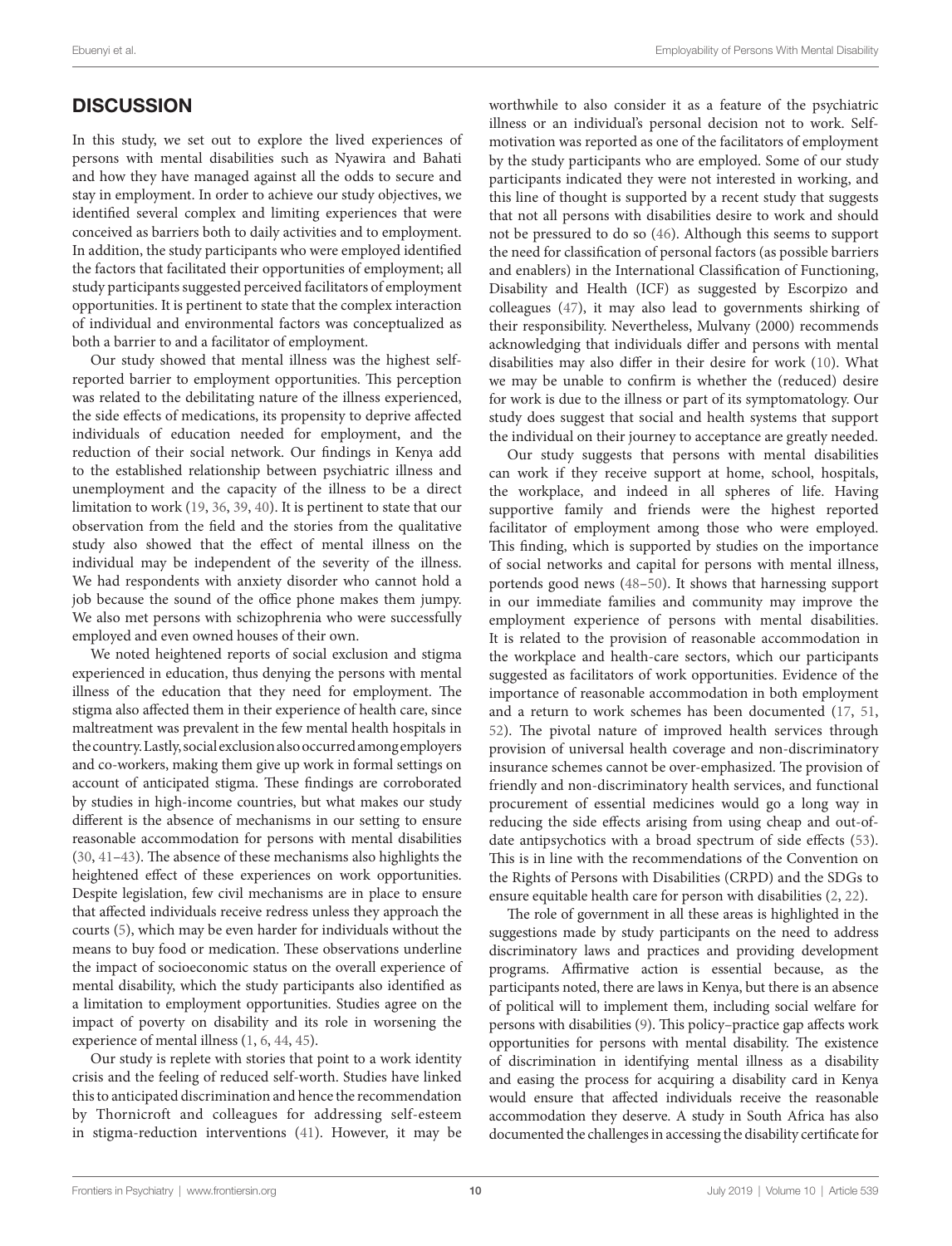## DISCUSSION

In this study, we set out to explore the lived experiences of persons with mental disabilities such as Nyawira and Bahati and how they have managed against all the odds to secure and stay in employment. In order to achieve our study objectives, we identified several complex and limiting experiences that were conceived as barriers both to daily activities and to employment. In addition, the study participants who were employed identified the factors that facilitated their opportunities of employment; all study participants suggested perceived facilitators of employment opportunities. It is pertinent to state that the complex interaction of individual and environmental factors was conceptualized as both a barrier to and a facilitator of employment.

Our study showed that mental illness was the highest self-reported barrier to employment opportunities. This perception was related to the debilitating nature of the illness experienced, the side effects of medications, its propensity to deprive affected individuals of education needed for employment, and the reduction of their social network. Our findings in Kenya add to the established relationship between psychiatric illness and unemployment and the capacity of the illness to be a direct limitation to work (19, 36, 39, 40). It is pertinent to state that our observation from the field and the stories from the qualitative study also showed that the effect of mental illness on the individual may be independent of the severity of the illness. We had respondents with anxiety disorder who cannot hold a job because the sound of the office phone makes them jumpy. We also met persons with schizophrenia who were successfully employed and even owned houses of their own.

We noted heightened reports of social exclusion and stigma experienced in education, thus denying the persons with mental illness of the education that they need for employment. The stigma also affected them in their experience of health care, since maltreatment was prevalent in the few mental health hospitals in the country. Lastly, social exclusion also occurred among employers and co-workers, making them give up work in formal settings on account of anticipated stigma. These findings are corroborated by studies in high-income countries, but what makes our study different is the absence of mechanisms in our setting to ensure reasonable accommodation for persons with mental disabilities (30, 41–43). The absence of these mechanisms also highlights the heightened effect of these experiences on work opportunities. Despite legislation, few civil mechanisms are in place to ensure that affected individuals receive redress unless they approach the courts (5), which may be even harder for individuals without the means to buy food or medication. These observations underline the impact of socioeconomic status on the overall experience of mental disability, which the study participants also identified as a limitation to employment opportunities. Studies agree on the impact of poverty on disability and its role in worsening the experience of mental illness (1, 6, 44, 45).

Our study is replete with stories that point to a work identity crisis and the feeling of reduced self-worth. Studies have linked this to anticipated discrimination and hence the recommendation by Thornicroft and colleagues for addressing self-esteem in stigma-reduction interventions (41). However, it may be worthwhile to also consider it as a feature of the psychiatric illness or an individual's personal decision not to work. Self-motivation was reported as one of the facilitators of employment by the study participants who are employed. Some of our study participants indicated they were not interested in working, and this line of thought is supported by a recent study that suggests that not all persons with disabilities desire to work and should not be pressured to do so (46). Although this seems to support the need for classification of personal factors (as possible barriers and enablers) in the International Classification of Functioning, Disability and Health (ICF) as suggested by Escorpizo and colleagues (47), it may also lead to governments shirking of their responsibility. Nevertheless, Mulvany (2000) recommends acknowledging that individuals differ and persons with mental disabilities may also differ in their desire for work (10). What we may be unable to confirm is whether the (reduced) desire for work is due to the illness or part of its symptomatology. Our study does suggest that social and health systems that support the individual on their journey to acceptance are greatly needed.

Our study suggests that persons with mental disabilities can work if they receive support at home, school, hospitals, the workplace, and indeed in all spheres of life. Having supportive family and friends were the highest reported facilitator of employment among those who were employed. This finding, which is supported by studies on the importance of social networks and capital for persons with mental illness, portends good news (48–50). It shows that harnessing support in our immediate families and community may improve the employment experience of persons with mental disabilities. It is related to the provision of reasonable accommodation in the workplace and health-care sectors, which our participants suggested as facilitators of work opportunities. Evidence of the importance of reasonable accommodation in both employment and a return to work schemes has been documented (17, 51, 52). The pivotal nature of improved health services through provision of universal health coverage and non-discriminatory insurance schemes cannot be over-emphasized. The provision of friendly and non-discriminatory health services, and functional procurement of essential medicines would go a long way in reducing the side effects arising from using cheap and out-of-date antipsychotics with a broad spectrum of side effects (53). This is in line with the recommendations of the Convention on the Rights of Persons with Disabilities (CRPD) and the SDGs to ensure equitable health care for person with disabilities (2, 22).

The role of government in all these areas is highlighted in the suggestions made by study participants on the need to address discriminatory laws and practices and providing development programs. Affirmative action is essential because, as the participants noted, there are laws in Kenya, but there is an absence of political will to implement them, including social welfare for persons with disabilities (9). This policy–practice gap affects work opportunities for persons with mental disability. The existence of discrimination in identifying mental illness as a disability and easing the process for acquiring a disability card in Kenya would ensure that affected individuals receive the reasonable accommodation they deserve. A study in South Africa has also documented the challenges in accessing the disability certificate for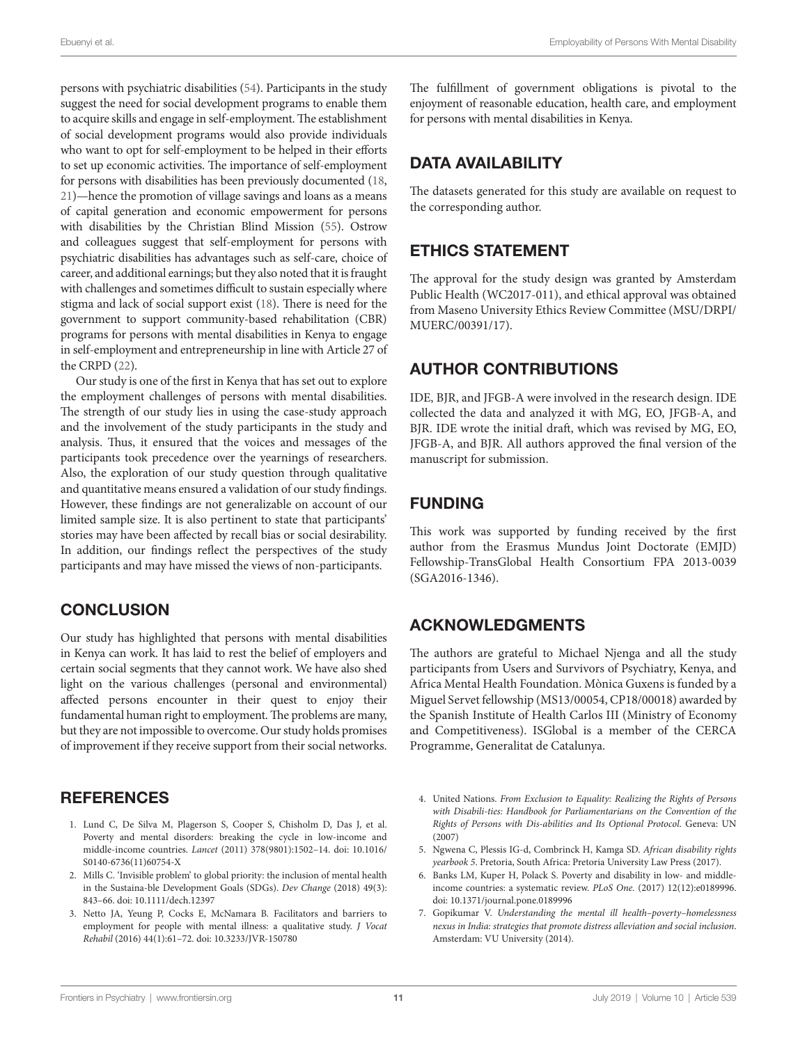persons with psychiatric disabilities (54). Participants in the study suggest the need for social development programs to enable them to acquire skills and engage in self-employment. The establishment of social development programs would also provide individuals who want to opt for self-employment to be helped in their efforts to set up economic activities. The importance of self-employment for persons with disabilities has been previously documented (18, 21)—hence the promotion of village savings and loans as a means of capital generation and economic empowerment for persons with disabilities by the Christian Blind Mission (55). Ostrow and colleagues suggest that self-employment for persons with psychiatric disabilities has advantages such as self-care, choice of career, and additional earnings; but they also noted that it is fraught with challenges and sometimes difficult to sustain especially where stigma and lack of social support exist (18). There is need for the government to support community-based rehabilitation (CBR) programs for persons with mental disabilities in Kenya to engage in self-employment and entrepreneurship in line with Article 27 of the CRPD (22).

Our study is one of the first in Kenya that has set out to explore the employment challenges of persons with mental disabilities. The strength of our study lies in using the case-study approach and the involvement of the study participants in the study and analysis. Thus, it ensured that the voices and messages of the participants took precedence over the yearnings of researchers. Also, the exploration of our study question through qualitative and quantitative means ensured a validation of our study findings. However, these findings are not generalizable on account of our limited sample size. It is also pertinent to state that participants' stories may have been affected by recall bias or social desirability. In addition, our findings reflect the perspectives of the study participants and may have missed the views of non-participants.

## CONCLUSION

Our study has highlighted that persons with mental disabilities in Kenya can work. It has laid to rest the belief of employers and certain social segments that they cannot work. We have also shed light on the various challenges (personal and environmental) affected persons encounter in their quest to enjoy their fundamental human right to employment. The problems are many, but they are not impossible to overcome. Our study holds promises of improvement if they receive support from their social networks. The fulfillment of government obligations is pivotal to the enjoyment of reasonable education, health care, and employment for persons with mental disabilities in Kenya.

## DATA AVAILABILITY

The datasets generated for this study are available on request to the corresponding author.

## ETHICS STATEMENT

The approval for the study design was granted by Amsterdam Public Health (WC2017-011), and ethical approval was obtained from Maseno University Ethics Review Committee (MSU/DRPI/MUERC/00391/17).

## AUTHOR CONTRIBUTIONS

IDE, BJR, and JFGB-A were involved in the research design. IDE collected the data and analyzed it with MG, EO, JFGB-A, and BJR. IDE wrote the initial draft, which was revised by MG, EO, JFGB-A, and BJR. All authors approved the final version of the manuscript for submission.

## FUNDING

This work was supported by funding received by the first author from the Erasmus Mundus Joint Doctorate (EMJD) Fellowship-TransGlobal Health Consortium FPA 2013-0039 (SGA2016-1346).

## ACKNOWLEDGMENTS

The authors are grateful to Michael Njenga and all the study participants from Users and Survivors of Psychiatry, Kenya, and Africa Mental Health Foundation. Mònica Guxens is funded by a Miguel Servet fellowship (MS13/00054, CP18/00018) awarded by the Spanish Institute of Health Carlos III (Ministry of Economy and Competitiveness). ISGlobal is a member of the CERCA Programme, Generalitat de Catalunya.

## REFERENCES

1. Lund C, De Silva M, Plagerson S, Cooper S, Chisholm D, Das J, et al. Poverty and mental disorders: breaking the cycle in low-income and middle-income countries. *Lancet* (2011) 378(9801):1502–14. doi: 10.1016/S0140-6736(11)60754-X
2. Mills C. 'Invisible problem' to global priority: the inclusion of mental health in the Sustaina-ble Development Goals (SDGs). *Dev Change* (2018) 49(3): 843–66. doi: 10.1111/dech.12397
3. Netto JA, Yeung P, Cocks E, McNamara B. Facilitators and barriers to employment for people with mental illness: a qualitative study. *J Vocat Rehabil* (2016) 44(1):61–72. doi: 10.3233/JVR-150780
4. United Nations. *From Exclusion to Equality: Realizing the Rights of Persons with Disabili-ties: Handbook for Parliamentarians on the Convention of the Rights of Persons with Dis-abilities and Its Optional Protocol*. Geneva: UN (2007)
5. Ngwena C, Plessis IG-d, Combrinck H, Kamga SD. *African disability rights yearbook 5*. Pretoria, South Africa: Pretoria University Law Press (2017).
6. Banks LM, Kuper H, Polack S. Poverty and disability in low- and middle-income countries: a systematic review. *PLoS One.* (2017) 12(12):e0189996. doi: 10.1371/journal.pone.0189996
7. Gopikumar V. *Understanding the mental ill health–poverty–homelessness nexus in India: strategies that promote distress alleviation and social inclusion*. Amsterdam: VU University (2014).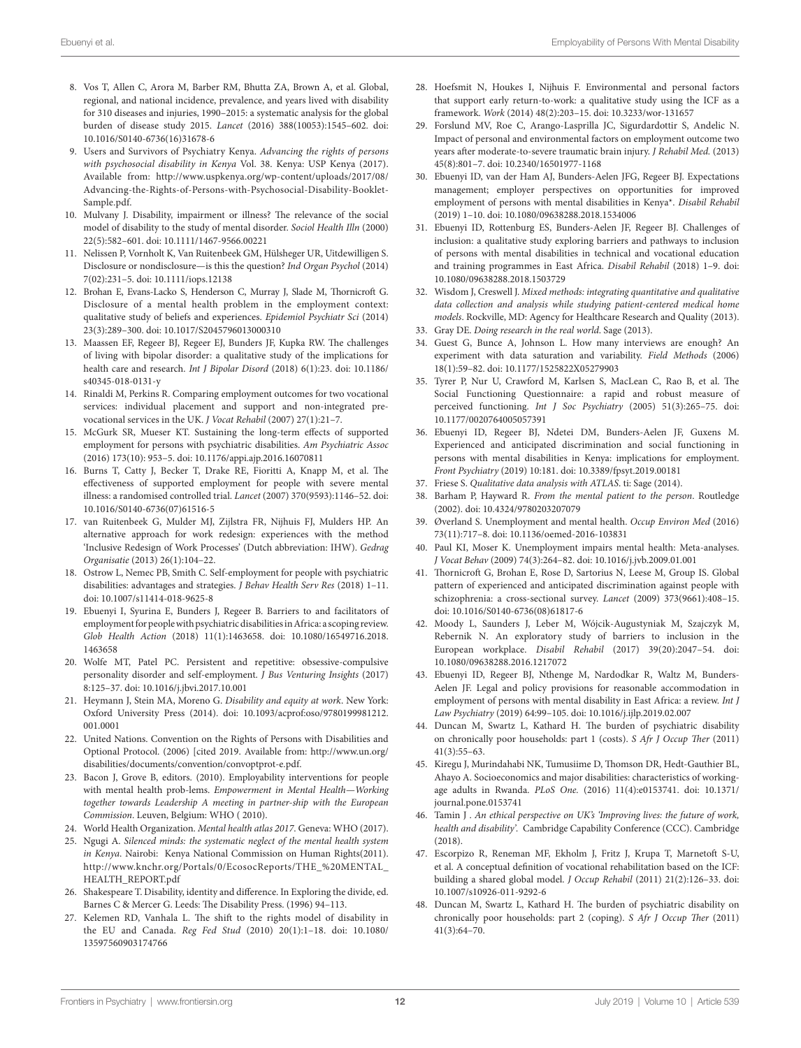8. Vos T, Allen C, Arora M, Barber RM, Bhutta ZA, Brown A, et al. Global, regional, and national incidence, prevalence, and years lived with disability for 310 diseases and injuries, 1990–2015: a systematic analysis for the global burden of disease study 2015. *Lancet* (2016) 388(10053):1545–602. doi: 10.1016/S0140-6736(16)31678-6
9. Users and Survivors of Psychiatry Kenya. *Advancing the rights of persons with psychosocial disability in Kenya* Vol. 38. Kenya: USP Kenya (2017). Available from: http://www.uspkenya.org/wp-content/uploads/2017/08/Advancing-the-Rights-of-Persons-with-Psychosocial-Disability-Booklet-Sample.pdf.
10. Mulvany J. Disability, impairment or illness? The relevance of the social model of disability to the study of mental disorder. *Sociol Health Illn* (2000) 22(5):582–601. doi: 10.1111/1467-9566.00221
11. Nelissen P, Vornholt K, Van Ruitenbeek GM, Hülsheger UR, Uitdewilligen S. Disclosure or nondisclosure—is this the question? *Ind Organ Psychol* (2014) 7(02):231–5. doi: 10.1111/iops.12138
12. Brohan E, Evans-Lacko S, Henderson C, Murray J, Slade M, Thornicroft G. Disclosure of a mental health problem in the employment context: qualitative study of beliefs and experiences. *Epidemiol Psychiatr Sci* (2014) 23(3):289–300. doi: 10.1017/S2045796013000310
13. Maassen EF, Regeer BJ, Regeer EJ, Bunders JF, Kupka RW. The challenges of living with bipolar disorder: a qualitative study of the implications for health care and research. *Int J Bipolar Disord* (2018) 6(1):23. doi: 10.1186/s40345-018-0131-y
14. Rinaldi M, Perkins R. Comparing employment outcomes for two vocational services: individual placement and support and non-integrated pre-vocational services in the UK. *J Vocat Rehabil* (2007) 27(1):21–7.
15. McGurk SR, Mueser KT. Sustaining the long-term effects of supported employment for persons with psychiatric disabilities. *Am Psychiatric Assoc* (2016) 173(10): 953–5. doi: 10.1176/appi.ajp.2016.16070811
16. Burns T, Catty J, Becker T, Drake RE, Fioritti A, Knapp M, et al. The effectiveness of supported employment for people with severe mental illness: a randomised controlled trial. *Lancet* (2007) 370(9593):1146–52. doi: 10.1016/S0140-6736(07)61516-5
17. van Ruitenbeek G, Mulder MJ, Zijlstra FR, Nijhuis FJ, Mulders HP. An alternative approach for work redesign: experiences with the method 'Inclusive Redesign of Work Processes' (Dutch abbreviation: IHW). *Gedrag Organisatie* (2013) 26(1):104–22.
18. Ostrow L, Nemec PB, Smith C. Self-employment for people with psychiatric disabilities: advantages and strategies. *J Behav Health Serv Res* (2018) 1–11. doi: 10.1007/s11414-018-9625-8
19. Ebuenyi I, Syurina E, Bunders J, Regeer B. Barriers to and facilitators of employment for people with psychiatric disabilities in Africa: a scoping review. *Glob Health Action* (2018) 11(1):1463658. doi: 10.1080/16549716.2018.1463658
20. Wolfe MT, Patel PC. Persistent and repetitive: obsessive-compulsive personality disorder and self-employment. *J Bus Venturing Insights* (2017) 8:125–37. doi: 10.1016/j.jbvi.2017.10.001
21. Heymann J, Stein MA, Moreno G. *Disability and equity at work*. New York: Oxford University Press (2014). doi: 10.1093/acprof:oso/9780199981212.001.0001
22. United Nations. Convention on the Rights of Persons with Disabilities and Optional Protocol. (2006) [cited 2019. Available from: http://www.un.org/disabilities/documents/convention/convoptprot-e.pdf.
23. Bacon J, Grove B, editors. (2010). Employability interventions for people with mental health prob-lems. *Empowerment in Mental Health—Working together towards Leadership A meeting in partner-ship with the European Commission*. Leuven, Belgium: WHO ( 2010).
24. World Health Organization. *Mental health atlas 2017*. Geneva: WHO (2017).
25. Ngugi A. *Silenced minds: the systematic neglect of the mental health system in Kenya*. Nairobi: Kenya National Commission on Human Rights(2011). http://www.knchr.org/Portals/0/EcosocReports/THE_%20MENTAL_HEALTH_REPORT.pdf
26. Shakespeare T. Disability, identity and difference. In Exploring the divide, ed. Barnes C & Mercer G. Leeds: The Disability Press. (1996) 94–113.
27. Kelemen RD, Vanhala L. The shift to the rights model of disability in the EU and Canada. *Reg Fed Stud* (2010) 20(1):1–18. doi: 10.1080/13597560903174766
28. Hoefsmit N, Houkes I, Nijhuis F. Environmental and personal factors that support early return-to-work: a qualitative study using the ICF as a framework. *Work* (2014) 48(2):203–15. doi: 10.3233/wor-131657
29. Forslund MV, Roe C, Arango-Lasprilla JC, Sigurdardottir S, Andelic N. Impact of personal and environmental factors on employment outcome two years after moderate-to-severe traumatic brain injury. *J Rehabil Med.* (2013) 45(8):801–7. doi: 10.2340/16501977-1168
30. Ebuenyi ID, van der Ham AJ, Bunders-Aelen JFG, Regeer BJ. Expectations management; employer perspectives on opportunities for improved employment of persons with mental disabilities in Kenya*. *Disabil Rehabil* (2019) 1–10. doi: 10.1080/09638288.2018.1534006
31. Ebuenyi ID, Rottenburg ES, Bunders-Aelen JF, Regeer BJ. Challenges of inclusion: a qualitative study exploring barriers and pathways to inclusion of persons with mental disabilities in technical and vocational education and training programmes in East Africa. *Disabil Rehabil* (2018) 1–9. doi: 10.1080/09638288.2018.1503729
32. Wisdom J, Creswell J. *Mixed methods: integrating quantitative and qualitative data collection and analysis while studying patient-centered medical home models*. Rockville, MD: Agency for Healthcare Research and Quality (2013).
33. Gray DE. *Doing research in the real world*. Sage (2013).
34. Guest G, Bunce A, Johnson L. How many interviews are enough? An experiment with data saturation and variability. *Field Methods* (2006) 18(1):59–82. doi: 10.1177/1525822X05279903
35. Tyrer P, Nur U, Crawford M, Karlsen S, MacLean C, Rao B, et al. The Social Functioning Questionnaire: a rapid and robust measure of perceived functioning. *Int J Soc Psychiatry* (2005) 51(3):265–75. doi: 10.1177/0020764005057391
36. Ebuenyi ID, Regeer BJ, Ndetei DM, Bunders-Aelen JF, Guxens M. Experienced and anticipated discrimination and social functioning in persons with mental disabilities in Kenya: implications for employment. *Front Psychiatry* (2019) 10:181. doi: 10.3389/fpsyt.2019.00181
37. Friese S. *Qualitative data analysis with ATLAS*. ti: Sage (2014).
38. Barham P, Hayward R. *From the mental patient to the person*. Routledge (2002). doi: 10.4324/9780203207079
39. Øverland S. Unemployment and mental health. *Occup Environ Med* (2016) 73(11):717–8. doi: 10.1136/oemed-2016-103831
40. Paul KI, Moser K. Unemployment impairs mental health: Meta-analyses. *J Vocat Behav* (2009) 74(3):264–82. doi: 10.1016/j.jvb.2009.01.001
41. Thornicroft G, Brohan E, Rose D, Sartorius N, Leese M, Group IS. Global pattern of experienced and anticipated discrimination against people with schizophrenia: a cross-sectional survey. *Lancet* (2009) 373(9661):408–15. doi: 10.1016/S0140-6736(08)61817-6
42. Moody L, Saunders J, Leber M, Wójcik-Augustyniak M, Szajczyk M, Rebernik N. An exploratory study of barriers to inclusion in the European workplace. *Disabil Rehabil* (2017) 39(20):2047–54. doi: 10.1080/09638288.2016.1217072
43. Ebuenyi ID, Regeer BJ, Nthenge M, Nardodkar R, Waltz M, Bunders-Aelen JF. Legal and policy provisions for reasonable accommodation in employment of persons with mental disability in East Africa: a review. *Int J Law Psychiatry* (2019) 64:99–105. doi: 10.1016/j.ijlp.2019.02.007
44. Duncan M, Swartz L, Kathard H. The burden of psychiatric disability on chronically poor households: part 1 (costs). *S Afr J Occup Ther* (2011) 41(3):55–63.
45. Kiregu J, Murindahabi NK, Tumusiime D, Thomson DR, Hedt-Gauthier BL, Ahayo A. Socioeconomics and major disabilities: characteristics of working-age adults in Rwanda. *PLoS One.* (2016) 11(4):e0153741. doi: 10.1371/journal.pone.0153741
46. Tamin J . *An ethical perspective on UK's 'Improving lives: the future of work, health and disability'*. Cambridge Capability Conference (CCC). Cambridge (2018).
47. Escorpizo R, Reneman MF, Ekholm J, Fritz J, Krupa T, Marnetoft S-U, et al. A conceptual definition of vocational rehabilitation based on the ICF: building a shared global model. *J Occup Rehabil* (2011) 21(2):126–33. doi: 10.1007/s10926-011-9292-6
48. Duncan M, Swartz L, Kathard H. The burden of psychiatric disability on chronically poor households: part 2 (coping). *S Afr J Occup Ther* (2011) 41(3):64–70.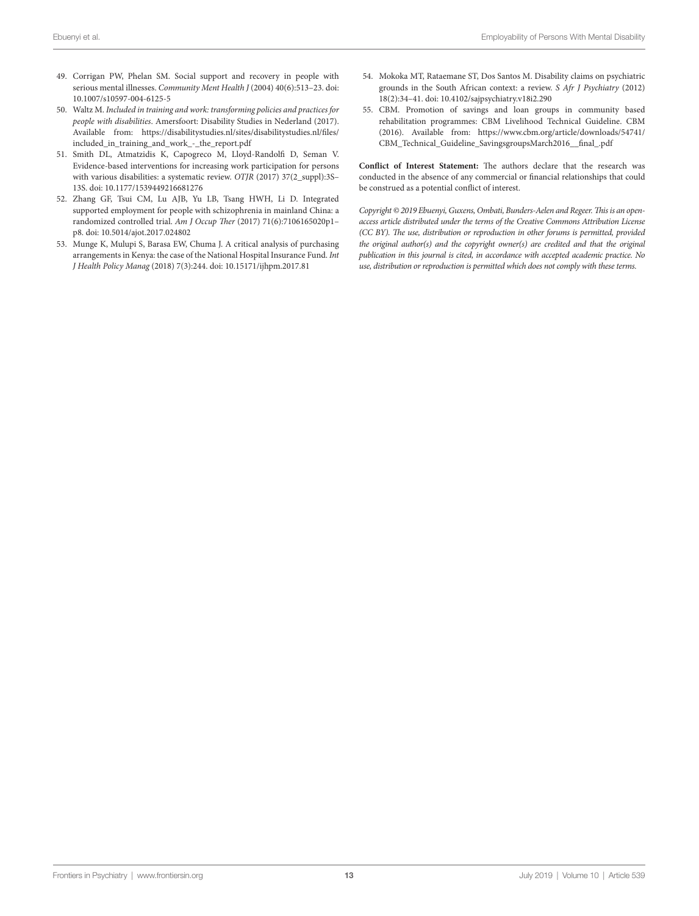49. Corrigan PW, Phelan SM. Social support and recovery in people with serious mental illnesses. *Community Ment Health J* (2004) 40(6):513–23. doi: 10.1007/s10597-004-6125-5
50. Waltz M. *Included in training and work: transforming policies and practices for people with disabilities*. Amersfoort: Disability Studies in Nederland (2017). Available from: https://disabilitystudies.nl/sites/disabilitystudies.nl/files/included_in_training_and_work_-_the_report.pdf
51. Smith DL, Atmatzidis K, Capogreco M, Lloyd-Randolfi D, Seman V. Evidence-based interventions for increasing work participation for persons with various disabilities: a systematic review. *OTJR* (2017) 37(2_suppl):3S–13S. doi: 10.1177/1539449216681276
52. Zhang GF, Tsui CM, Lu AJB, Yu LB, Tsang HWH, Li D. Integrated supported employment for people with schizophrenia in mainland China: a randomized controlled trial. *Am J Occup Ther* (2017) 71(6):7106165020p1–p8. doi: 10.5014/ajot.2017.024802
53. Munge K, Mulupi S, Barasa EW, Chuma J. A critical analysis of purchasing arrangements in Kenya: the case of the National Hospital Insurance Fund. *Int J Health Policy Manag* (2018) 7(3):244. doi: 10.15171/ijhpm.2017.81
54. Mokoka MT, Rataemane ST, Dos Santos M. Disability claims on psychiatric grounds in the South African context: a review. *S Afr J Psychiatry* (2012) 18(2):34–41. doi: 10.4102/sajpsychiatry.v18i2.290
55. CBM. Promotion of savings and loan groups in community based rehabilitation programmes: CBM Livelihood Technical Guideline. CBM (2016). Available from: https://www.cbm.org/article/downloads/54741/CBM_Technical_Guideline_SavingsgroupsMarch2016__final_.pdf

**Conflict of Interest Statement:** The authors declare that the research was conducted in the absence of any commercial or financial relationships that could be construed as a potential conflict of interest.

*Copyright © 2019 Ebuenyi, Guxens, Ombati, Bunders-Aelen and Regeer. This is an open-access article distributed under the terms of the Creative Commons Attribution License (CC BY). The use, distribution or reproduction in other forums is permitted, provided the original author(s) and the copyright owner(s) are credited and that the original publication in this journal is cited, in accordance with accepted academic practice. No use, distribution or reproduction is permitted which does not comply with these terms.*